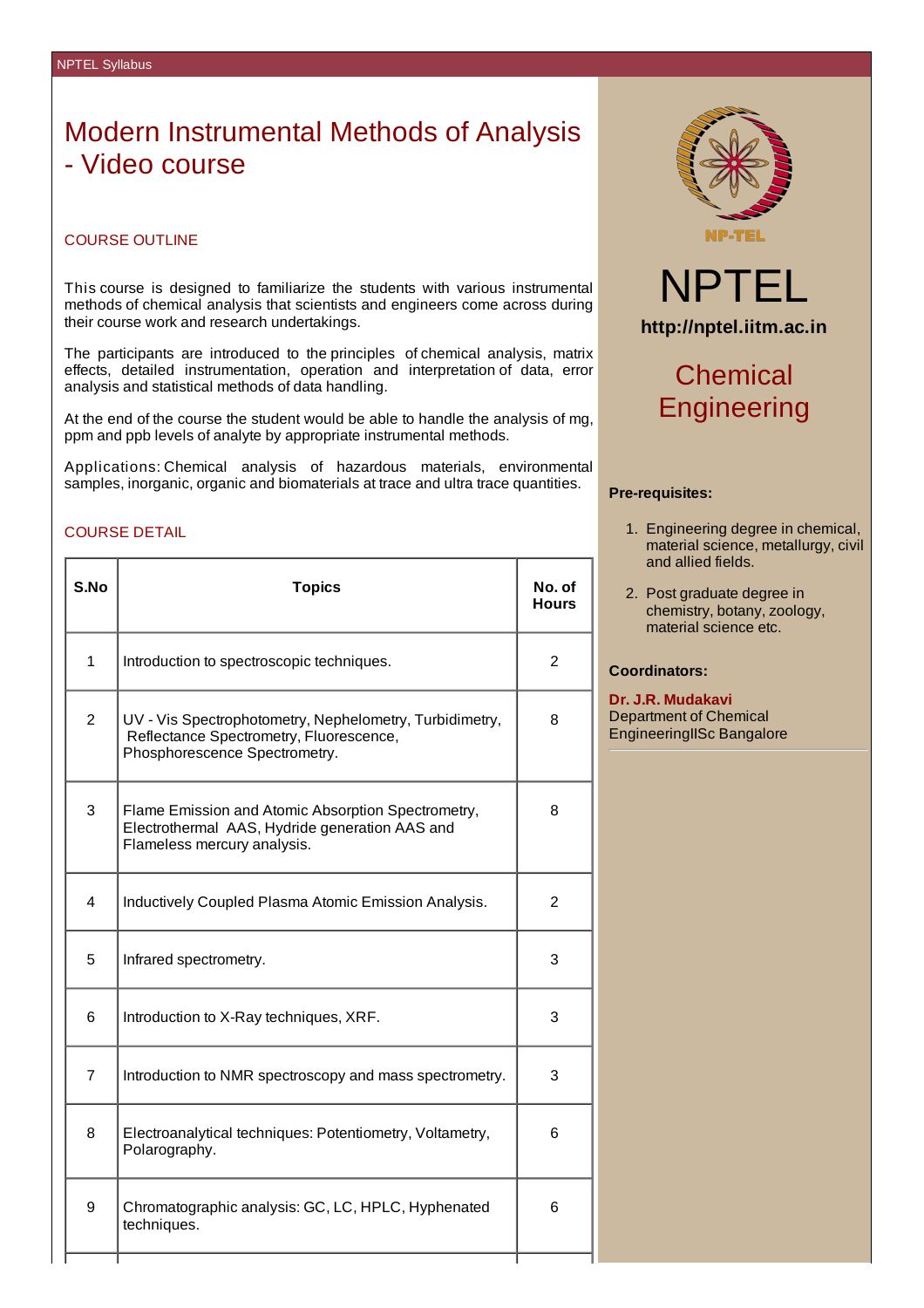# Modern Instrumental Methods of Analysis - Video course

## COURSE OUTLINE

This course is designed to familiarize the students with various instrumental methods of chemical analysis that scientists and engineers come across during their course work and research undertakings.

The participants are introduced to the principles of chemical analysis, matrix effects, detailed instrumentation, operation and interpretation of data, error analysis and statistical methods of data handling.

At the end of the course the student would be able to handle the analysis of mg, ppm and ppb levels of analyte by appropriate instrumental methods.

Applications: Chemical analysis of hazardous materials, environmental samples, inorganic, organic and biomaterials at trace and ultra trace quantities.

## COURSE DETAIL

| S.No | Topics | No. of Hours |
|---|---|---|
| 1 | Introduction to spectroscopic techniques. | 2 |
| 2 | UV - Vis Spectrophotometry, Nephelometry, Turbidimetry, Reflectance Spectrometry, Fluorescence, Phosphorescence Spectrometry. | 8 |
| 3 | Flame Emission and Atomic Absorption Spectrometry, Electrothermal AAS, Hydride generation AAS and Flameless mercury analysis. | 8 |
| 4 | Inductively Coupled Plasma Atomic Emission Analysis. | 2 |
| 5 | Infrared spectrometry. | 3 |
| 6 | Introduction to X-Ray techniques, XRF. | 3 |
| 7 | Introduction to NMR spectroscopy and mass spectrometry. | 3 |
| 8 | Electroanalytical techniques: Potentiometry, Voltametry, Polarography. | 6 |
| 9 | Chromatographic analysis: GC, LC, HPLC, Hyphenated techniques. | 6 |

NP-TEL

# NPTEL

**http://nptel.iitm.ac.in**

## Chemical Engineering

**Pre-requisites:**

1. Engineering degree in chemical, material science, metallurgy, civil and allied fields.
2. Post graduate degree in chemistry, botany, zoology, material science etc.

**Coordinators:**

**Dr. J.R. Mudakavi**
Department of Chemical EngineeringIISc Bangalore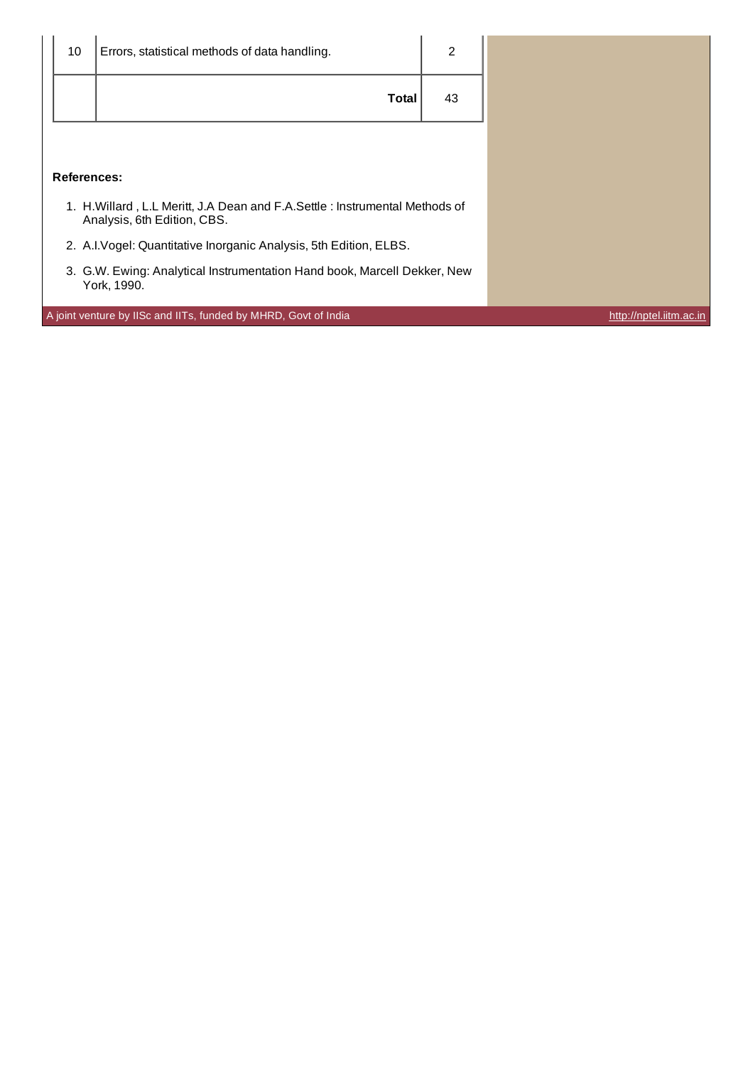| | | |
|---|---|---|
| 10 | Errors, statistical methods of data handling. | 2 |
| | **Total** | 43 |

**References:**

1. H.Willard , L.L Meritt, J.A Dean and F.A.Settle : Instrumental Methods of Analysis, 6th Edition, CBS.
2. A.I.Vogel: Quantitative Inorganic Analysis, 5th Edition, ELBS.
3. G.W. Ewing: Analytical Instrumentation Hand book, Marcell Dekker, New York, 1990.

A joint venture by IISc and IITs, funded by MHRD, Govt of India http://nptel.iitm.ac.in